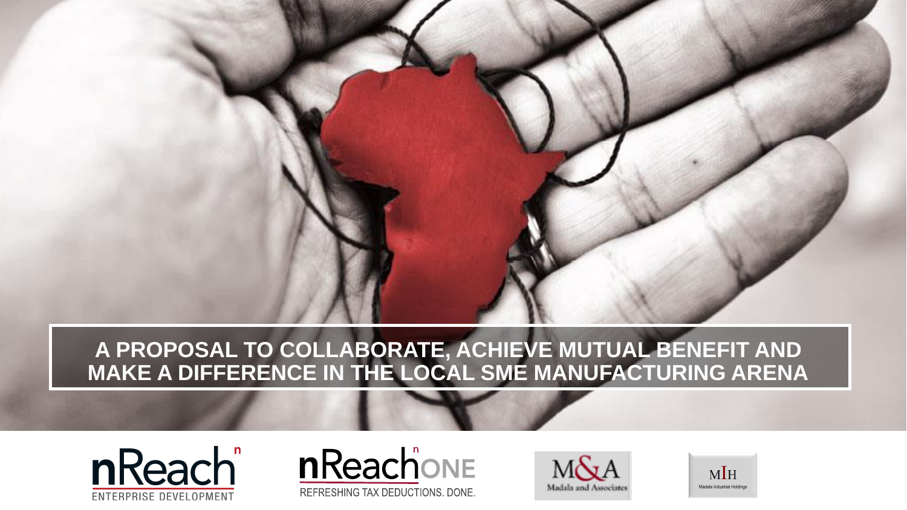# A PROPOSAL TO COLLABORATE, ACHIEVE MUTUAL BENEFIT AND MAKE A DIFFERENCE IN THE LOCAL SME MANUFACTURING ARENA

nReach ENTERPRISE DEVELOPMENT

nReach ONE REFRESHING TAX DEDUCTIONS. DONE.

M&A Madala and Associates

MIH Madala Industrial Holdings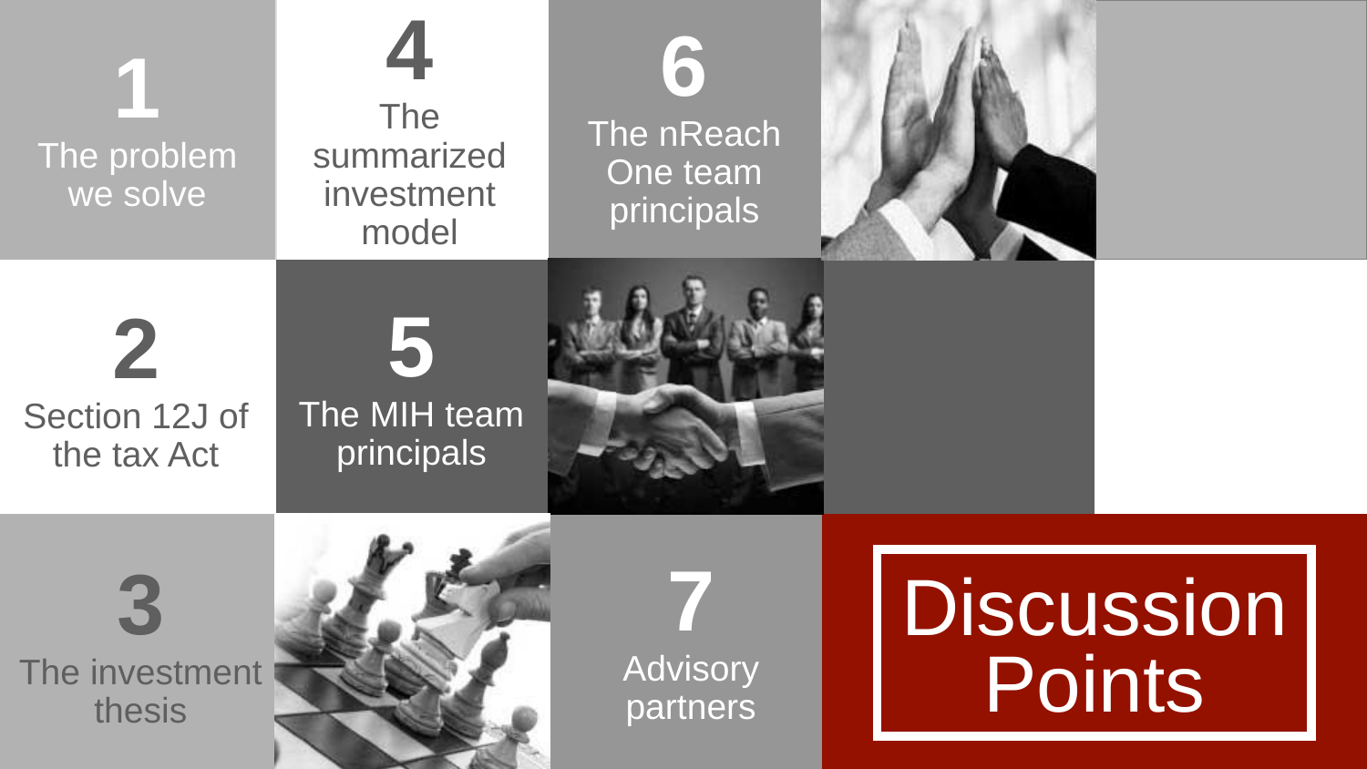# Discussion Points

1. The problem we solve
2. Section 12J of the tax Act
3. The investment thesis
4. The summarized investment model
5. The MIH team principals
6. The nReach One team principals
7. Advisory partners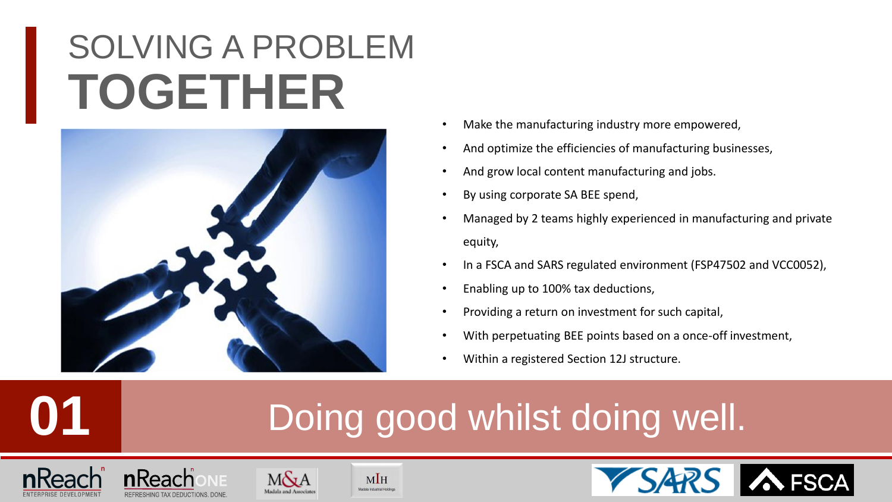# SOLVING A PROBLEM **TOGETHER**

- Make the manufacturing industry more empowered,
- And optimize the efficiencies of manufacturing businesses,
- And grow local content manufacturing and jobs.
- By using corporate SA BEE spend,
- Managed by 2 teams highly experienced in manufacturing and private equity,
- In a FSCA and SARS regulated environment (FSP47502 and VCC0052),
- Enabling up to 100% tax deductions,
- Providing a return on investment for such capital,
- With perpetuating BEE points based on a once-off investment,
- Within a registered Section 12J structure.

## 01 Doing good whilst doing well.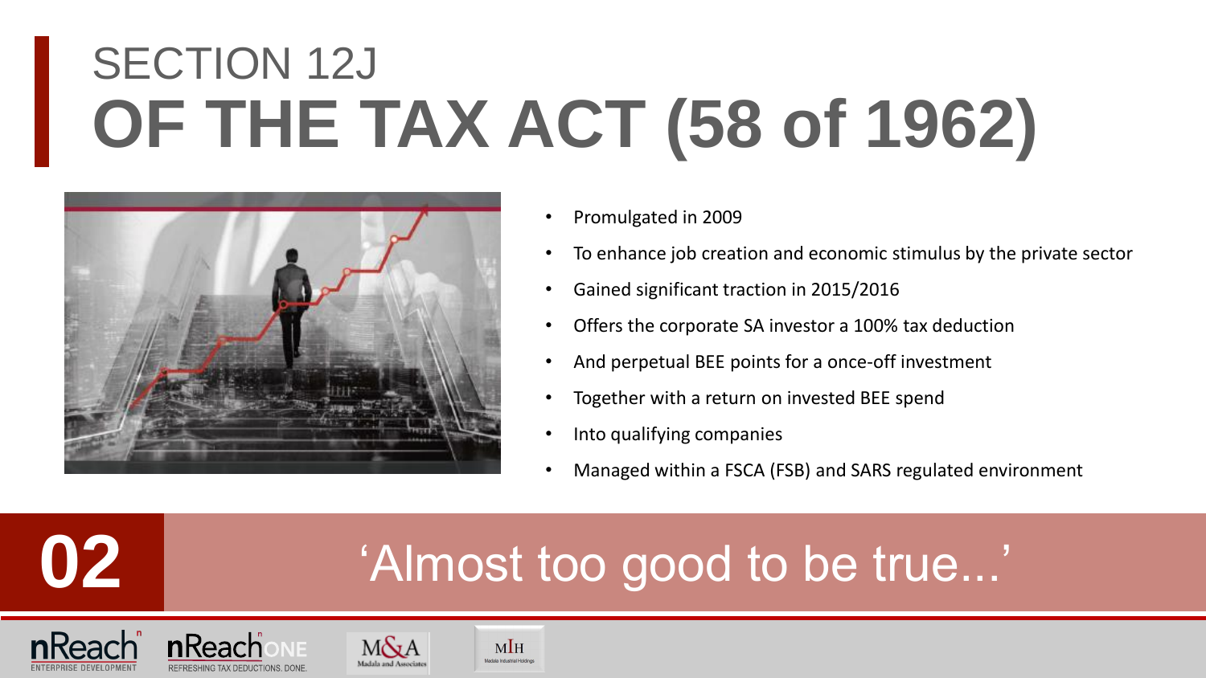# SECTION 12J
# OF THE TAX ACT (58 of 1962)

- Promulgated in 2009
- To enhance job creation and economic stimulus by the private sector
- Gained significant traction in 2015/2016
- Offers the corporate SA investor a 100% tax deduction
- And perpetual BEE points for a once-off investment
- Together with a return on invested BEE spend
- Into qualifying companies
- Managed within a FSCA (FSB) and SARS regulated environment

## 02 'Almost too good to be true...'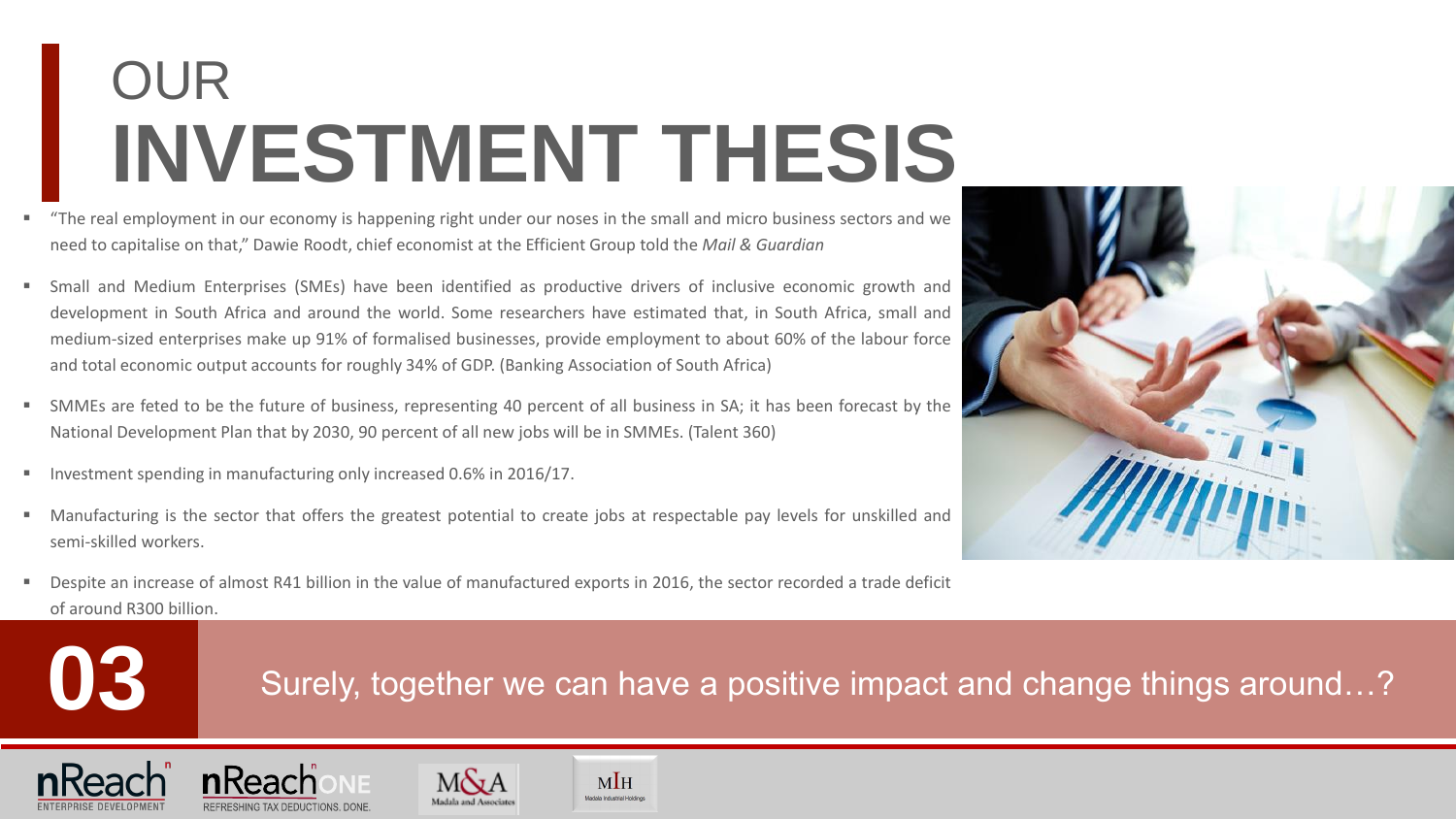# OUR INVESTMENT THESIS

- "The real employment in our economy is happening right under our noses in the small and micro business sectors and we need to capitalise on that," Dawie Roodt, chief economist at the Efficient Group told the *Mail & Guardian*
- Small and Medium Enterprises (SMEs) have been identified as productive drivers of inclusive economic growth and development in South Africa and around the world. Some researchers have estimated that, in South Africa, small and medium-sized enterprises make up 91% of formalised businesses, provide employment to about 60% of the labour force and total economic output accounts for roughly 34% of GDP. (Banking Association of South Africa)
- SMMEs are feted to be the future of business, representing 40 percent of all business in SA; it has been forecast by the National Development Plan that by 2030, 90 percent of all new jobs will be in SMMEs. (Talent 360)
- Investment spending in manufacturing only increased 0.6% in 2016/17.
- Manufacturing is the sector that offers the greatest potential to create jobs at respectable pay levels for unskilled and semi-skilled workers.
- Despite an increase of almost R41 billion in the value of manufactured exports in 2016, the sector recorded a trade deficit of around R300 billion.

**03** Surely, together we can have a positive impact and change things around…?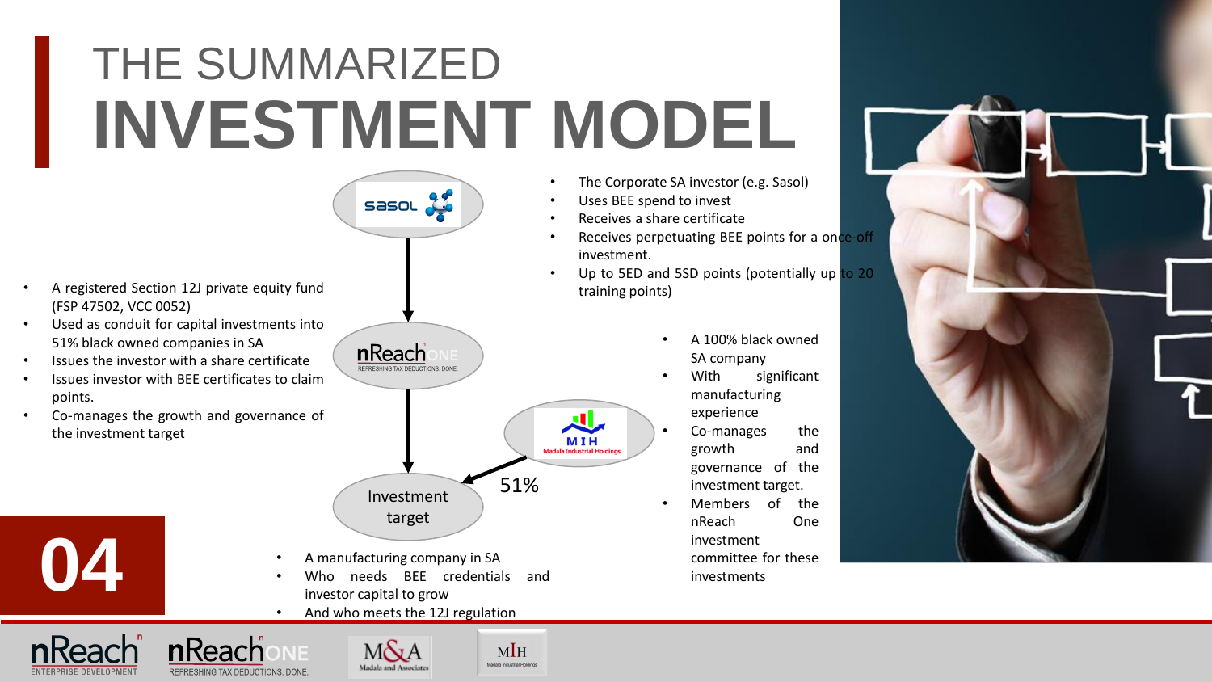# THE SUMMARIZED INVESTMENT MODEL

**Sasol**

- The Corporate SA investor (e.g. Sasol)
- Uses BEE spend to invest
- Receives a share certificate
- Receives perpetuating BEE points for a once-off investment.
- Up to 5ED and 5SD points (potentially up to 20 training points)

**nReach ONE** (REFRESHING TAX DEDUCTIONS. DONE.)

- A registered Section 12J private equity fund (FSP 47502, VCC 0052)
- Used as conduit for capital investments into 51% black owned companies in SA
- Issues the investor with a share certificate
- Issues investor with BEE certificates to claim points.
- Co-manages the growth and governance of the investment target

**MIH** (Madala Industrial Holdings) — 51%

- A 100% black owned SA company
- With significant manufacturing experience
- Co-manages the growth and governance of the investment target.
- Members of the nReach One investment committee for these investments

**Investment target**

- A manufacturing company in SA
- Who needs BEE credentials and investor capital to grow
- And who meets the 12J regulation

04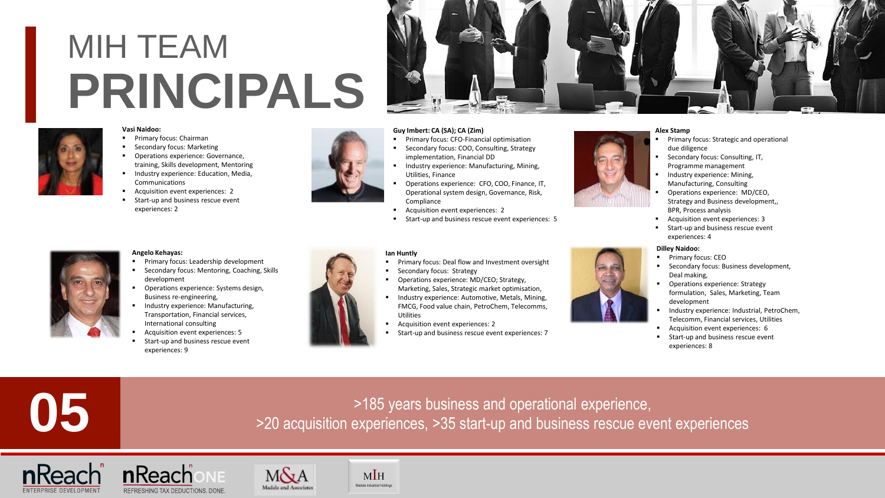# MIH TEAM
# PRINCIPALS

**Vasi Naidoo:**

- Primary focus: Chairman
- Secondary focus: Marketing
- Operations experience: Governance, training, Skills development, Mentoring
- Industry experience: Education, Media, Communications
- Acquisition event experiences: 2
- Start-up and business rescue event experiences: 2

**Guy Imbert: CA (SA); CA (Zim)**

- Primary focus: CFO-Financial optimisation
- Secondary focus: COO, Consulting, Strategy implementation, Financial DD
- Industry experience: Manufacturing, Mining, Utilities, Finance
- Operations experience: CFO, COO, Finance, IT, Operational system design, Governance, Risk, Compliance
- Acquisition event experiences: 2
- Start-up and business rescue event experiences: 5

**Alex Stamp**

- Primary focus: Strategic and operational due diligence
- Secondary focus: Consulting, IT, Programme management
- Industry experience: Mining, Manufacturing, Consulting
- Operations experience: MD/CEO, Strategy and Business development,, BPR, Process analysis
- Acquisition event experiences: 3
- Start-up and business rescue event experiences: 4

**Angelo Kehayas:**

- Primary focus: Leadership development
- Secondary focus: Mentoring, Coaching, Skills development
- Operations experience: Systems design, Business re-engineering,
- Industry experience: Manufacturing, Transportation, Financial services, International consulting
- Acquisition event experiences: 5
- Start-up and business rescue event experiences: 9

**Ian Huntly**

- Primary focus: Deal flow and Investment oversight
- Secondary focus: Strategy
- Operations experience: MD/CEO; Strategy, Marketing, Sales, Strategic market optimisation,
- Industry experience: Automotive, Metals, Mining, FMCG, Food value chain, PetroChem, Telecomms, Utilities
- Acquisition event experiences: 2
- Start-up and business rescue event experiences: 7

**Dilley Naidoo:**

- Primary focus: CEO
- Secondary focus: Business development, Deal making,
- Operations experience: Strategy formulation, Sales, Marketing, Team development
- Industry experience: Industrial, PetroChem, Telecomm, Financial services, Utilities
- Acquisition event experiences: 6
- Start-up and business rescue event experiences: 8

**05**

>185 years business and operational experience,
>20 acquisition experiences, >35 start-up and business rescue event experiences

nReach ENTERPRISE DEVELOPMENT | nReach ONE REFRESHING TAX DEDUCTIONS. DONE. | M&A Madala and Associates | MIH Madala Industrial Holdings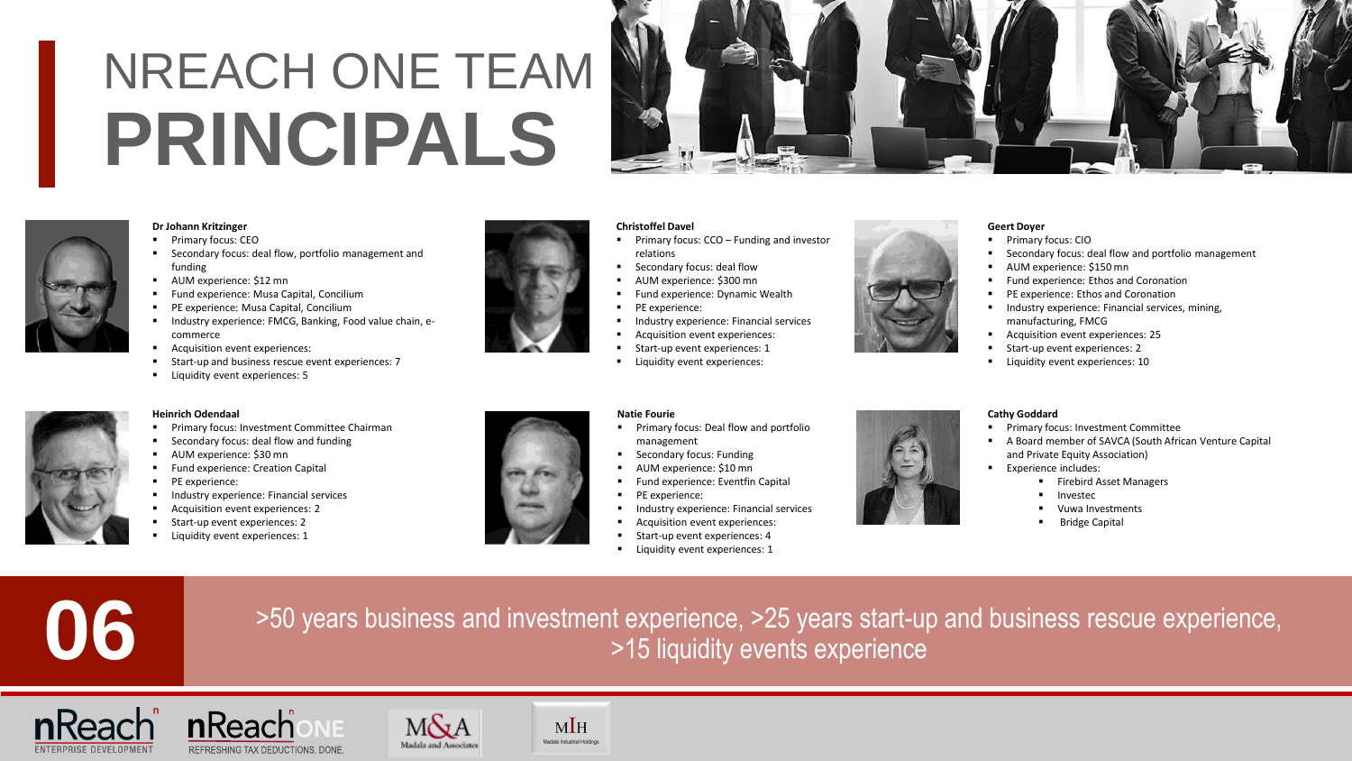# NREACH ONE TEAM **PRINCIPALS**

**Dr Johann Kritzinger**

- Primary focus: CEO
- Secondary focus: deal flow, portfolio management and funding
- AUM experience: $12 mn
- Fund experience: Musa Capital, Concilium
- PE experience: Musa Capital, Concilium
- Industry experience: FMCG, Banking, Food value chain, e-commerce
- Acquisition event experiences:
- Start-up and business rescue event experiences: 7
- Liquidity event experiences: 5

**Christoffel Davel**

- Primary focus: CCO – Funding and investor relations
- Secondary focus: deal flow
- AUM experience: $300 mn
- Fund experience: Dynamic Wealth
- PE experience:
- Industry experience: Financial services
- Acquisition event experiences:
- Start-up event experiences: 1
- Liquidity event experiences:

**Geert Doyer**

- Primary focus: CIO
- Secondary focus: deal flow and portfolio management
- AUM experience: $150 mn
- Fund experience: Ethos and Coronation
- PE experience: Ethos and Coronation
- Industry experience: Financial services, mining, manufacturing, FMCG
- Acquisition event experiences: 25
- Start-up event experiences: 2
- Liquidity event experiences: 10

**Heinrich Odendaal**

- Primary focus: Investment Committee Chairman
- Secondary focus: deal flow and funding
- AUM experience: $30 mn
- Fund experience: Creation Capital
- PE experience:
- Industry experience: Financial services
- Acquisition event experiences: 2
- Start-up event experiences: 2
- Liquidity event experiences: 1

**Natie Fourie**

- Primary focus: Deal flow and portfolio management
- Secondary focus: Funding
- AUM experience: $10 mn
- Fund experience: Eventfin Capital
- PE experience:
- Industry experience: Financial services
- Acquisition event experiences:
- Start-up event experiences: 4
- Liquidity event experiences: 1

**Cathy Goddard**

- Primary focus: Investment Committee
- A Board member of SAVCA (South African Venture Capital and Private Equity Association)
- Experience includes:
  - Firebird Asset Managers
  - Investec
  - Vuwa Investments
  - Bridge Capital

**06**

>50 years business and investment experience, >25 years start-up and business rescue experience, >15 liquidity events experience

nReach ENTERPRISE DEVELOPMENT | nReach ONE REFRESHING TAX DEDUCTIONS. DONE. | M&A Madala and Associates | MIH Madala Industrial Holdings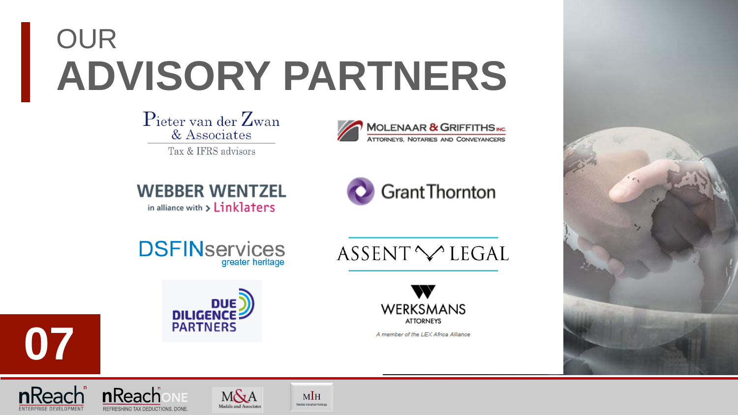# OUR ADVISORY PARTNERS

Pieter van der Zwan & Associates
Tax & IFRS advisors

MOLENAAR & GRIFFITHS INC.
ATTORNEYS, NOTARIES AND CONVEYANCERS

WEBBER WENTZEL
in alliance with > Linklaters

Grant Thornton

DSFINservices
greater heritage

ASSENT LEGAL

DUE DILIGENCE PARTNERS

WERKSMANS ATTORNEYS
*A member of the LEX Africa Alliance*

07

nReach ENTERPRISE DEVELOPMENT

nReach ONE REFRESHING TAX DEDUCTIONS. DONE.

M&A Madala and Associates

MIH Madala Industrial Holdings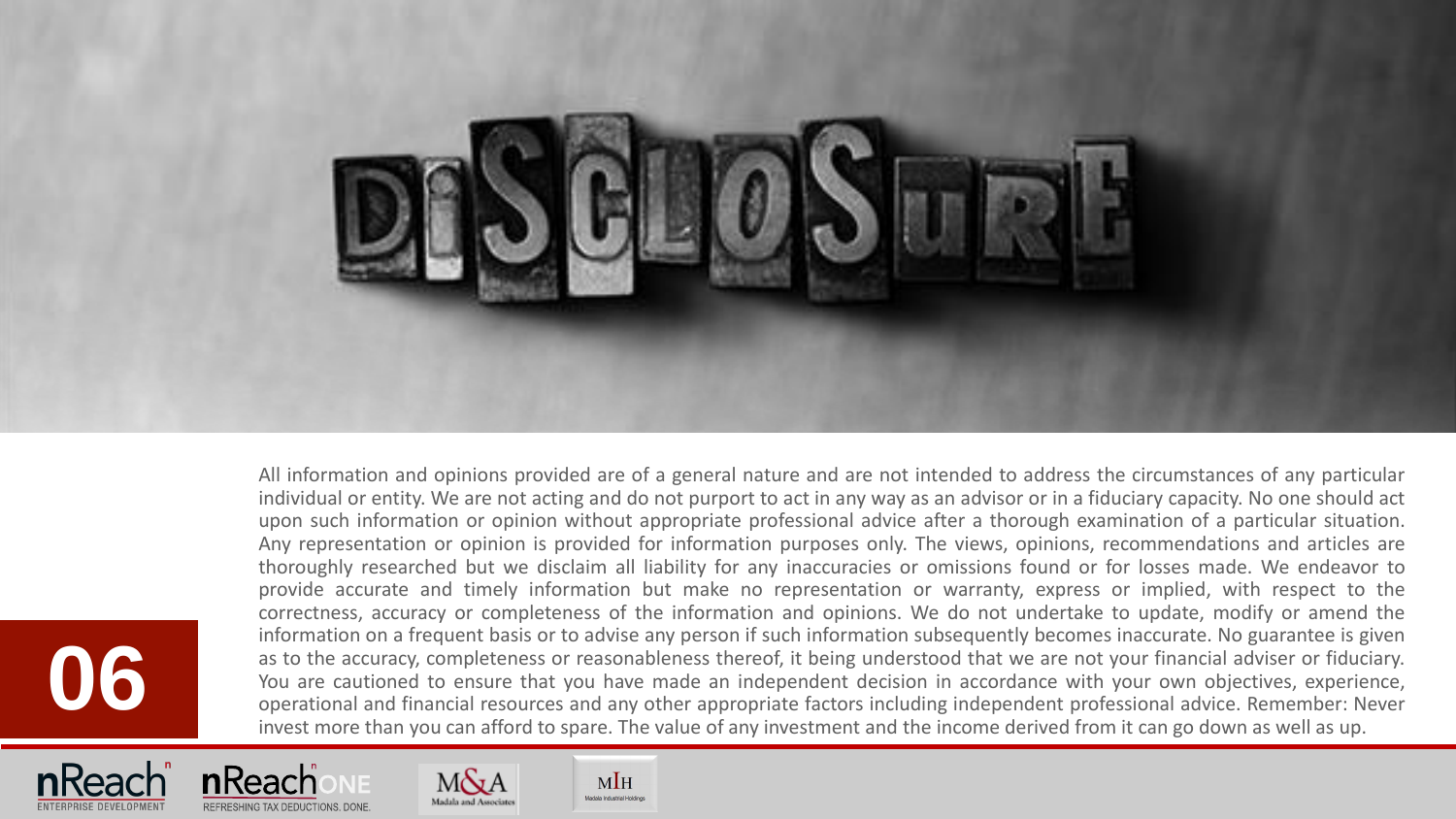# DISCLOSURE

All information and opinions provided are of a general nature and are not intended to address the circumstances of any particular individual or entity. We are not acting and do not purport to act in any way as an advisor or in a fiduciary capacity. No one should act upon such information or opinion without appropriate professional advice after a thorough examination of a particular situation. Any representation or opinion is provided for information purposes only. The views, opinions, recommendations and articles are thoroughly researched but we disclaim all liability for any inaccuracies or omissions found or for losses made. We endeavor to provide accurate and timely information but make no representation or warranty, express or implied, with respect to the correctness, accuracy or completeness of the information and opinions. We do not undertake to update, modify or amend the information on a frequent basis or to advise any person if such information subsequently becomes inaccurate. No guarantee is given as to the accuracy, completeness or reasonableness thereof, it being understood that we are not your financial adviser or fiduciary. You are cautioned to ensure that you have made an independent decision in accordance with your own objectives, experience, operational and financial resources and any other appropriate factors including independent professional advice. Remember: Never invest more than you can afford to spare. The value of any investment and the income derived from it can go down as well as up.

06

nReach ENTERPRISE DEVELOPMENT

nReach ONE REFRESHING TAX DEDUCTIONS. DONE.

M&A Madala and Associates

MIH Madala Industrial Holdings